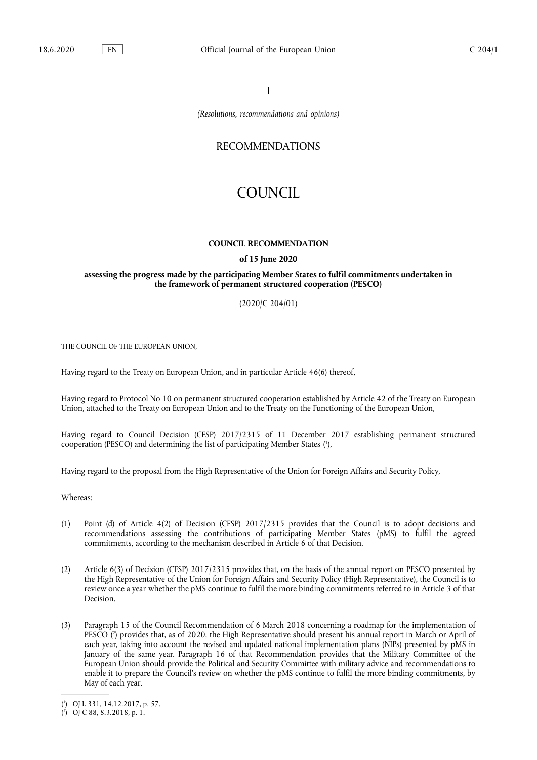I

*(Resolutions, recommendations and opinions)*

RECOMMENDATIONS

# COUNCIL

## COUNCIL RECOMMENDATION

### of 15 June 2020

### assessing the progress made by the participating Member States to fulfil commitments undertaken in the framework of permanent structured cooperation (PESCO)

(2020/C 204/01)

THE COUNCIL OF THE EUROPEAN UNION,

Having regard to the Treaty on European Union, and in particular Article 46(6) thereof,

Having regard to Protocol No 10 on permanent structured cooperation established by Article 42 of the Treaty on European Union, attached to the Treaty on European Union and to the Treaty on the Functioning of the European Union,

Having regard to Council Decision (CFSP) 2017/2315 of 11 December 2017 establishing permanent structured cooperation (PESCO) and determining the list of participating Member States ([1]),

Having regard to the proposal from the High Representative of the Union for Foreign Affairs and Security Policy,

Whereas:

(1) Point (d) of Article 4(2) of Decision (CFSP) 2017/2315 provides that the Council is to adopt decisions and recommendations assessing the contributions of participating Member States (pMS) to fulfil the agreed commitments, according to the mechanism described in Article 6 of that Decision.

(2) Article 6(3) of Decision (CFSP) 2017/2315 provides that, on the basis of the annual report on PESCO presented by the High Representative of the Union for Foreign Affairs and Security Policy (High Representative), the Council is to review once a year whether the pMS continue to fulfil the more binding commitments referred to in Article 3 of that Decision.

(3) Paragraph 15 of the Council Recommendation of 6 March 2018 concerning a roadmap for the implementation of PESCO ([2]) provides that, as of 2020, the High Representative should present his annual report in March or April of each year, taking into account the revised and updated national implementation plans (NIPs) presented by pMS in January of the same year. Paragraph 16 of that Recommendation provides that the Military Committee of the European Union should provide the Political and Security Committee with military advice and recommendations to enable it to prepare the Council's review on whether the pMS continue to fulfil the more binding commitments, by May of each year.

---

([1]) OJ L 331, 14.12.2017, p. 57.

([2]) OJ C 88, 8.3.2018, p. 1.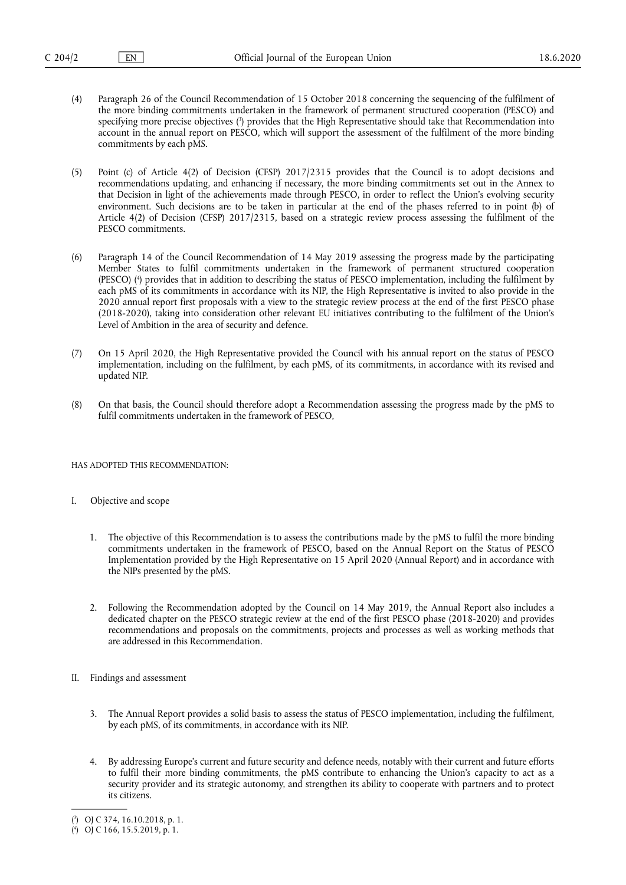(4) Paragraph 26 of the Council Recommendation of 15 October 2018 concerning the sequencing of the fulfilment of the more binding commitments undertaken in the framework of permanent structured cooperation (PESCO) and specifying more precise objectives [3] provides that the High Representative should take that Recommendation into account in the annual report on PESCO, which will support the assessment of the fulfilment of the more binding commitments by each pMS.

(5) Point (c) of Article 4(2) of Decision (CFSP) 2017/2315 provides that the Council is to adopt decisions and recommendations updating, and enhancing if necessary, the more binding commitments set out in the Annex to that Decision in light of the achievements made through PESCO, in order to reflect the Union's evolving security environment. Such decisions are to be taken in particular at the end of the phases referred to in point (b) of Article 4(2) of Decision (CFSP) 2017/2315, based on a strategic review process assessing the fulfilment of the PESCO commitments.

(6) Paragraph 14 of the Council Recommendation of 14 May 2019 assessing the progress made by the participating Member States to fulfil commitments undertaken in the framework of permanent structured cooperation (PESCO) [4] provides that in addition to describing the status of PESCO implementation, including the fulfilment by each pMS of its commitments in accordance with its NIP, the High Representative is invited to also provide in the 2020 annual report first proposals with a view to the strategic review process at the end of the first PESCO phase (2018-2020), taking into consideration other relevant EU initiatives contributing to the fulfilment of the Union's Level of Ambition in the area of security and defence.

(7) On 15 April 2020, the High Representative provided the Council with his annual report on the status of PESCO implementation, including on the fulfilment, by each pMS, of its commitments, in accordance with its revised and updated NIP.

(8) On that basis, the Council should therefore adopt a Recommendation assessing the progress made by the pMS to fulfil commitments undertaken in the framework of PESCO,

HAS ADOPTED THIS RECOMMENDATION:

## I. Objective and scope

1. The objective of this Recommendation is to assess the contributions made by the pMS to fulfil the more binding commitments undertaken in the framework of PESCO, based on the Annual Report on the Status of PESCO Implementation provided by the High Representative on 15 April 2020 (Annual Report) and in accordance with the NIPs presented by the pMS.

2. Following the Recommendation adopted by the Council on 14 May 2019, the Annual Report also includes a dedicated chapter on the PESCO strategic review at the end of the first PESCO phase (2018-2020) and provides recommendations and proposals on the commitments, projects and processes as well as working methods that are addressed in this Recommendation.

## II. Findings and assessment

3. The Annual Report provides a solid basis to assess the status of PESCO implementation, including the fulfilment, by each pMS, of its commitments, in accordance with its NIP.

4. By addressing Europe's current and future security and defence needs, notably with their current and future efforts to fulfil their more binding commitments, the pMS contribute to enhancing the Union's capacity to act as a security provider and its strategic autonomy, and strengthen its ability to cooperate with partners and to protect its citizens.

---

[3] OJ C 374, 16.10.2018, p. 1.

[4] OJ C 166, 15.5.2019, p. 1.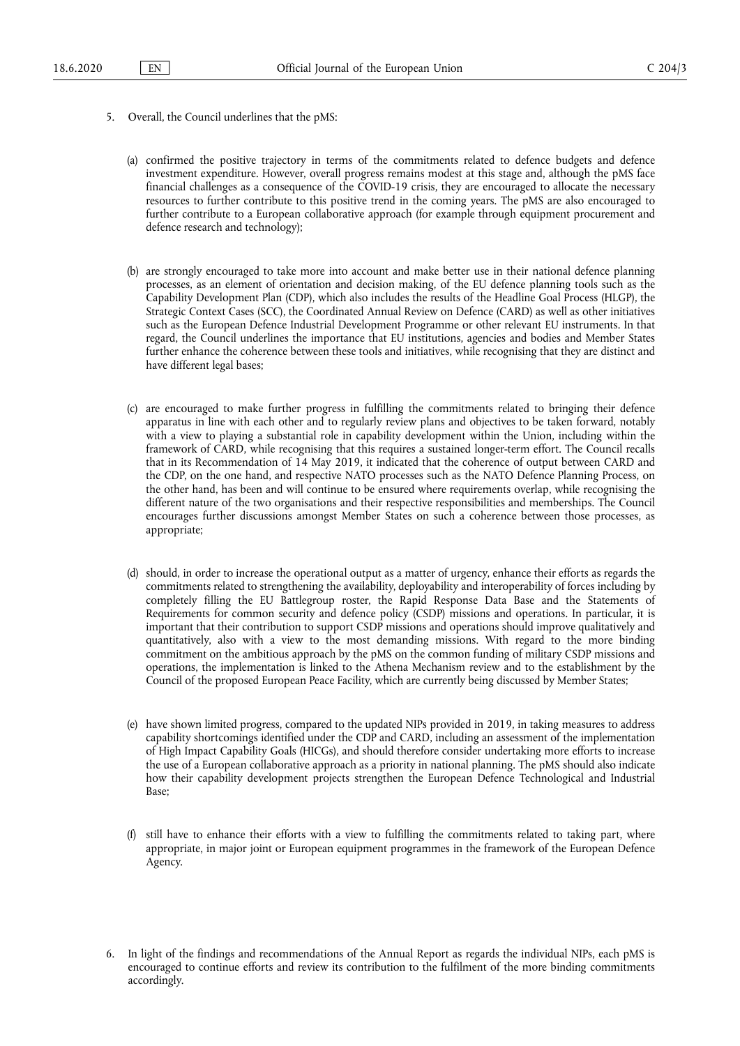5. Overall, the Council underlines that the pMS:

   (a) confirmed the positive trajectory in terms of the commitments related to defence budgets and defence investment expenditure. However, overall progress remains modest at this stage and, although the pMS face financial challenges as a consequence of the COVID-19 crisis, they are encouraged to allocate the necessary resources to further contribute to this positive trend in the coming years. The pMS are also encouraged to further contribute to a European collaborative approach (for example through equipment procurement and defence research and technology);

   (b) are strongly encouraged to take more into account and make better use in their national defence planning processes, as an element of orientation and decision making, of the EU defence planning tools such as the Capability Development Plan (CDP), which also includes the results of the Headline Goal Process (HLGP), the Strategic Context Cases (SCC), the Coordinated Annual Review on Defence (CARD) as well as other initiatives such as the European Defence Industrial Development Programme or other relevant EU instruments. In that regard, the Council underlines the importance that EU institutions, agencies and bodies and Member States further enhance the coherence between these tools and initiatives, while recognising that they are distinct and have different legal bases;

   (c) are encouraged to make further progress in fulfilling the commitments related to bringing their defence apparatus in line with each other and to regularly review plans and objectives to be taken forward, notably with a view to playing a substantial role in capability development within the Union, including within the framework of CARD, while recognising that this requires a sustained longer-term effort. The Council recalls that in its Recommendation of 14 May 2019, it indicated that the coherence of output between CARD and the CDP, on the one hand, and respective NATO processes such as the NATO Defence Planning Process, on the other hand, has been and will continue to be ensured where requirements overlap, while recognising the different nature of the two organisations and their respective responsibilities and memberships. The Council encourages further discussions amongst Member States on such a coherence between those processes, as appropriate;

   (d) should, in order to increase the operational output as a matter of urgency, enhance their efforts as regards the commitments related to strengthening the availability, deployability and interoperability of forces including by completely filling the EU Battlegroup roster, the Rapid Response Data Base and the Statements of Requirements for common security and defence policy (CSDP) missions and operations. In particular, it is important that their contribution to support CSDP missions and operations should improve qualitatively and quantitatively, also with a view to the most demanding missions. With regard to the more binding commitment on the ambitious approach by the pMS on the common funding of military CSDP missions and operations, the implementation is linked to the Athena Mechanism review and to the establishment by the Council of the proposed European Peace Facility, which are currently being discussed by Member States;

   (e) have shown limited progress, compared to the updated NIPs provided in 2019, in taking measures to address capability shortcomings identified under the CDP and CARD, including an assessment of the implementation of High Impact Capability Goals (HICGs), and should therefore consider undertaking more efforts to increase the use of a European collaborative approach as a priority in national planning. The pMS should also indicate how their capability development projects strengthen the European Defence Technological and Industrial Base;

   (f) still have to enhance their efforts with a view to fulfilling the commitments related to taking part, where appropriate, in major joint or European equipment programmes in the framework of the European Defence Agency.

6. In light of the findings and recommendations of the Annual Report as regards the individual NIPs, each pMS is encouraged to continue efforts and review its contribution to the fulfilment of the more binding commitments accordingly.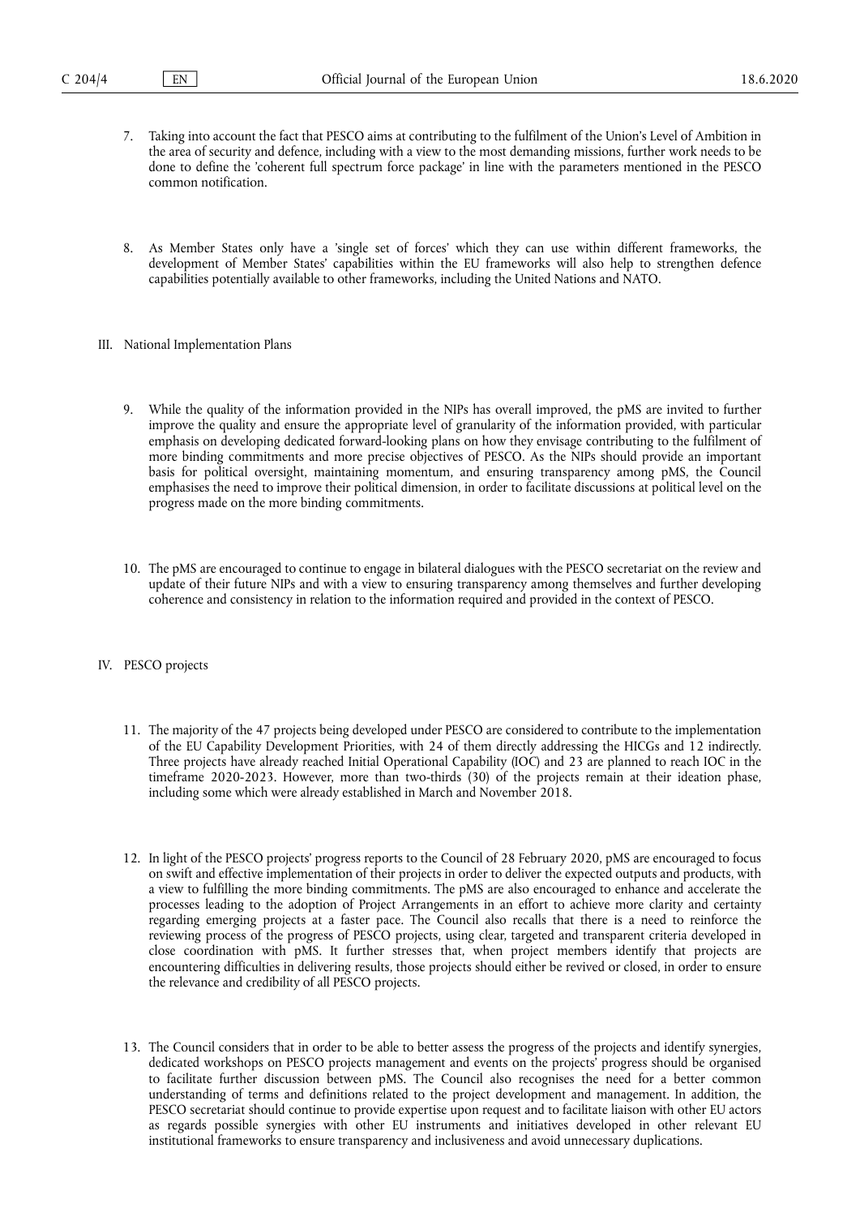7. Taking into account the fact that PESCO aims at contributing to the fulfilment of the Union's Level of Ambition in the area of security and defence, including with a view to the most demanding missions, further work needs to be done to define the 'coherent full spectrum force package' in line with the parameters mentioned in the PESCO common notification.

8. As Member States only have a 'single set of forces' which they can use within different frameworks, the development of Member States' capabilities within the EU frameworks will also help to strengthen defence capabilities potentially available to other frameworks, including the United Nations and NATO.

## III. National Implementation Plans

9. While the quality of the information provided in the NIPs has overall improved, the pMS are invited to further improve the quality and ensure the appropriate level of granularity of the information provided, with particular emphasis on developing dedicated forward-looking plans on how they envisage contributing to the fulfilment of more binding commitments and more precise objectives of PESCO. As the NIPs should provide an important basis for political oversight, maintaining momentum, and ensuring transparency among pMS, the Council emphasises the need to improve their political dimension, in order to facilitate discussions at political level on the progress made on the more binding commitments.

10. The pMS are encouraged to continue to engage in bilateral dialogues with the PESCO secretariat on the review and update of their future NIPs and with a view to ensuring transparency among themselves and further developing coherence and consistency in relation to the information required and provided in the context of PESCO.

## IV. PESCO projects

11. The majority of the 47 projects being developed under PESCO are considered to contribute to the implementation of the EU Capability Development Priorities, with 24 of them directly addressing the HICGs and 12 indirectly. Three projects have already reached Initial Operational Capability (IOC) and 23 are planned to reach IOC in the timeframe 2020-2023. However, more than two-thirds (30) of the projects remain at their ideation phase, including some which were already established in March and November 2018.

12. In light of the PESCO projects' progress reports to the Council of 28 February 2020, pMS are encouraged to focus on swift and effective implementation of their projects in order to deliver the expected outputs and products, with a view to fulfilling the more binding commitments. The pMS are also encouraged to enhance and accelerate the processes leading to the adoption of Project Arrangements in an effort to achieve more clarity and certainty regarding emerging projects at a faster pace. The Council also recalls that there is a need to reinforce the reviewing process of the progress of PESCO projects, using clear, targeted and transparent criteria developed in close coordination with pMS. It further stresses that, when project members identify that projects are encountering difficulties in delivering results, those projects should either be revived or closed, in order to ensure the relevance and credibility of all PESCO projects.

13. The Council considers that in order to be able to better assess the progress of the projects and identify synergies, dedicated workshops on PESCO projects management and events on the projects' progress should be organised to facilitate further discussion between pMS. The Council also recognises the need for a better common understanding of terms and definitions related to the project development and management. In addition, the PESCO secretariat should continue to provide expertise upon request and to facilitate liaison with other EU actors as regards possible synergies with other EU instruments and initiatives developed in other relevant EU institutional frameworks to ensure transparency and inclusiveness and avoid unnecessary duplications.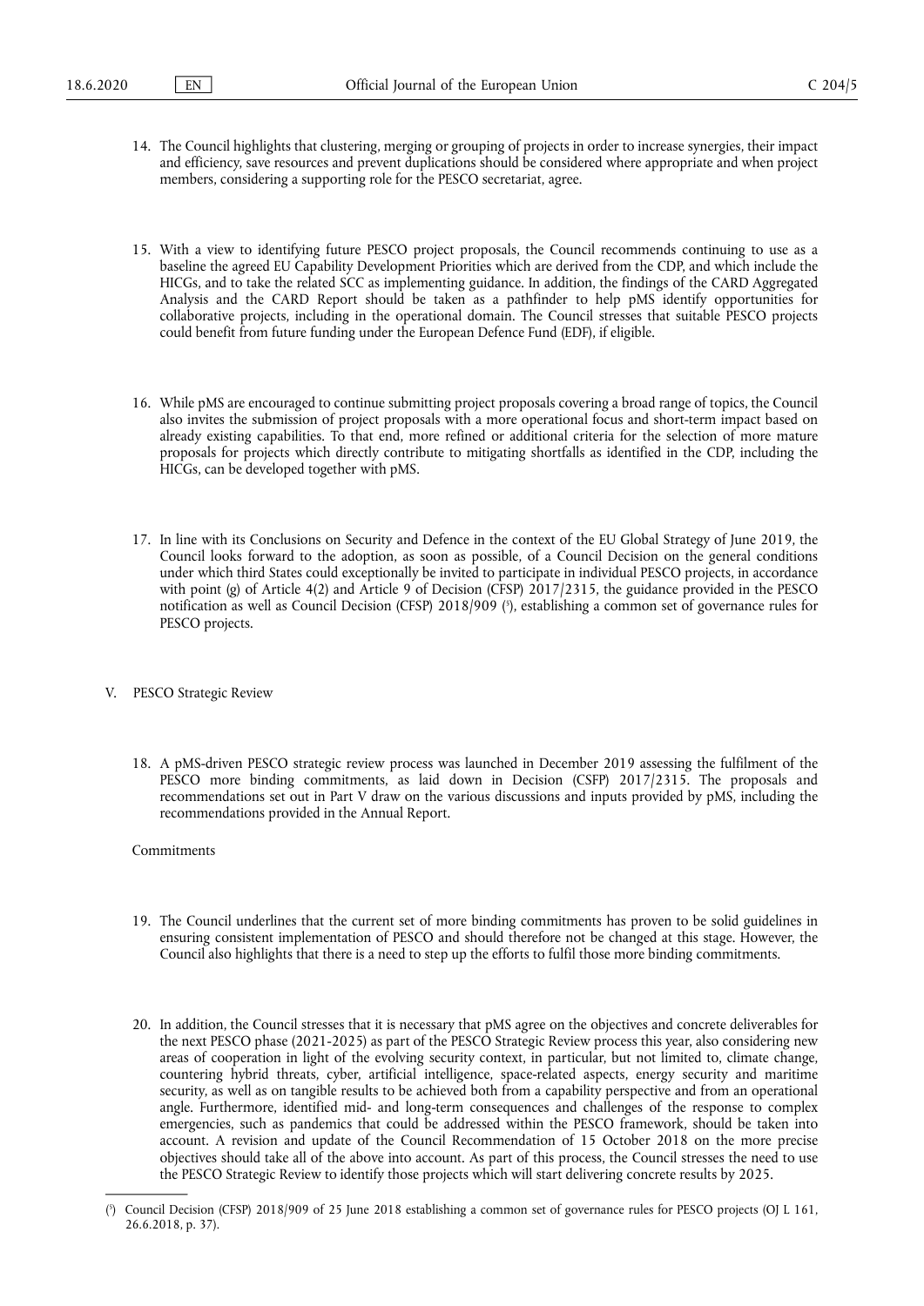14. The Council highlights that clustering, merging or grouping of projects in order to increase synergies, their impact and efficiency, save resources and prevent duplications should be considered where appropriate and when project members, considering a supporting role for the PESCO secretariat, agree.

15. With a view to identifying future PESCO project proposals, the Council recommends continuing to use as a baseline the agreed EU Capability Development Priorities which are derived from the CDP, and which include the HICGs, and to take the related SCC as implementing guidance. In addition, the findings of the CARD Aggregated Analysis and the CARD Report should be taken as a pathfinder to help pMS identify opportunities for collaborative projects, including in the operational domain. The Council stresses that suitable PESCO projects could benefit from future funding under the European Defence Fund (EDF), if eligible.

16. While pMS are encouraged to continue submitting project proposals covering a broad range of topics, the Council also invites the submission of project proposals with a more operational focus and short-term impact based on already existing capabilities. To that end, more refined or additional criteria for the selection of more mature proposals for projects which directly contribute to mitigating shortfalls as identified in the CDP, including the HICGs, can be developed together with pMS.

17. In line with its Conclusions on Security and Defence in the context of the EU Global Strategy of June 2019, the Council looks forward to the adoption, as soon as possible, of a Council Decision on the general conditions under which third States could exceptionally be invited to participate in individual PESCO projects, in accordance with point (g) of Article 4(2) and Article 9 of Decision (CFSP) 2017/2315, the guidance provided in the PESCO notification as well as Council Decision (CFSP) 2018/909 [5], establishing a common set of governance rules for PESCO projects.

## V. PESCO Strategic Review

18. A pMS-driven PESCO strategic review process was launched in December 2019 assessing the fulfilment of the PESCO more binding commitments, as laid down in Decision (CSFP) 2017/2315. The proposals and recommendations set out in Part V draw on the various discussions and inputs provided by pMS, including the recommendations provided in the Annual Report.

### Commitments

19. The Council underlines that the current set of more binding commitments has proven to be solid guidelines in ensuring consistent implementation of PESCO and should therefore not be changed at this stage. However, the Council also highlights that there is a need to step up the efforts to fulfil those more binding commitments.

20. In addition, the Council stresses that it is necessary that pMS agree on the objectives and concrete deliverables for the next PESCO phase (2021-2025) as part of the PESCO Strategic Review process this year, also considering new areas of cooperation in light of the evolving security context, in particular, but not limited to, climate change, countering hybrid threats, cyber, artificial intelligence, space-related aspects, energy security and maritime security, as well as on tangible results to be achieved both from a capability perspective and from an operational angle. Furthermore, identified mid- and long-term consequences and challenges of the response to complex emergencies, such as pandemics that could be addressed within the PESCO framework, should be taken into account. A revision and update of the Council Recommendation of 15 October 2018 on the more precise objectives should take all of the above into account. As part of this process, the Council stresses the need to use the PESCO Strategic Review to identify those projects which will start delivering concrete results by 2025.

---

[5] Council Decision (CFSP) 2018/909 of 25 June 2018 establishing a common set of governance rules for PESCO projects (OJ L 161, 26.6.2018, p. 37).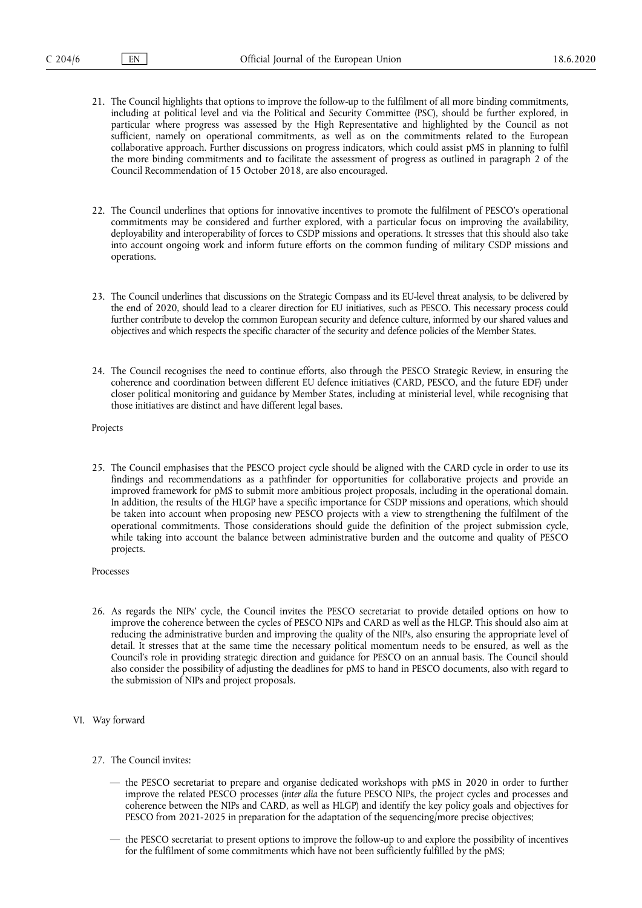21. The Council highlights that options to improve the follow-up to the fulfilment of all more binding commitments, including at political level and via the Political and Security Committee (PSC), should be further explored, in particular where progress was assessed by the High Representative and highlighted by the Council as not sufficient, namely on operational commitments, as well as on the commitments related to the European collaborative approach. Further discussions on progress indicators, which could assist pMS in planning to fulfil the more binding commitments and to facilitate the assessment of progress as outlined in paragraph 2 of the Council Recommendation of 15 October 2018, are also encouraged.

22. The Council underlines that options for innovative incentives to promote the fulfilment of PESCO's operational commitments may be considered and further explored, with a particular focus on improving the availability, deployability and interoperability of forces to CSDP missions and operations. It stresses that this should also take into account ongoing work and inform future efforts on the common funding of military CSDP missions and operations.

23. The Council underlines that discussions on the Strategic Compass and its EU-level threat analysis, to be delivered by the end of 2020, should lead to a clearer direction for EU initiatives, such as PESCO. This necessary process could further contribute to develop the common European security and defence culture, informed by our shared values and objectives and which respects the specific character of the security and defence policies of the Member States.

24. The Council recognises the need to continue efforts, also through the PESCO Strategic Review, in ensuring the coherence and coordination between different EU defence initiatives (CARD, PESCO, and the future EDF) under closer political monitoring and guidance by Member States, including at ministerial level, while recognising that those initiatives are distinct and have different legal bases.

Projects

25. The Council emphasises that the PESCO project cycle should be aligned with the CARD cycle in order to use its findings and recommendations as a pathfinder for opportunities for collaborative projects and provide an improved framework for pMS to submit more ambitious project proposals, including in the operational domain. In addition, the results of the HLGP have a specific importance for CSDP missions and operations, which should be taken into account when proposing new PESCO projects with a view to strengthening the fulfilment of the operational commitments. Those considerations should guide the definition of the project submission cycle, while taking into account the balance between administrative burden and the outcome and quality of PESCO projects.

Processes

26. As regards the NIPs' cycle, the Council invites the PESCO secretariat to provide detailed options on how to improve the coherence between the cycles of PESCO NIPs and CARD as well as the HLGP. This should also aim at reducing the administrative burden and improving the quality of the NIPs, also ensuring the appropriate level of detail. It stresses that at the same time the necessary political momentum needs to be ensured, as well as the Council's role in providing strategic direction and guidance for PESCO on an annual basis. The Council should also consider the possibility of adjusting the deadlines for pMS to hand in PESCO documents, also with regard to the submission of NIPs and project proposals.

VI. Way forward

27. The Council invites:

— the PESCO secretariat to prepare and organise dedicated workshops with pMS in 2020 in order to further improve the related PESCO processes (*inter alia* the future PESCO NIPs, the project cycles and processes and coherence between the NIPs and CARD, as well as HLGP) and identify the key policy goals and objectives for PESCO from 2021-2025 in preparation for the adaptation of the sequencing/more precise objectives;

— the PESCO secretariat to present options to improve the follow-up to and explore the possibility of incentives for the fulfilment of some commitments which have not been sufficiently fulfilled by the pMS;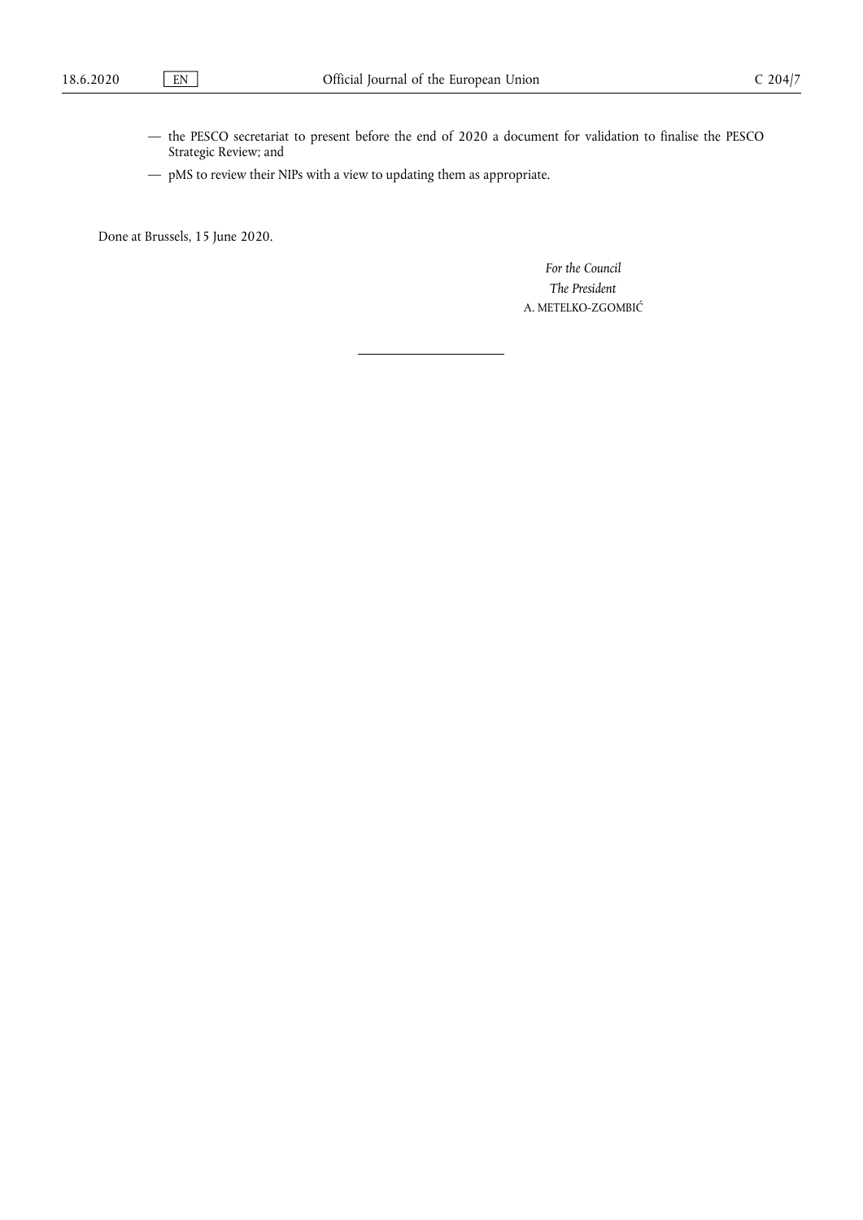— the PESCO secretariat to present before the end of 2020 a document for validation to finalise the PESCO Strategic Review; and

— pMS to review their NIPs with a view to updating them as appropriate.

Done at Brussels, 15 June 2020.

*For the Council*

*The President*

A. METELKO-ZGOMBIĆ